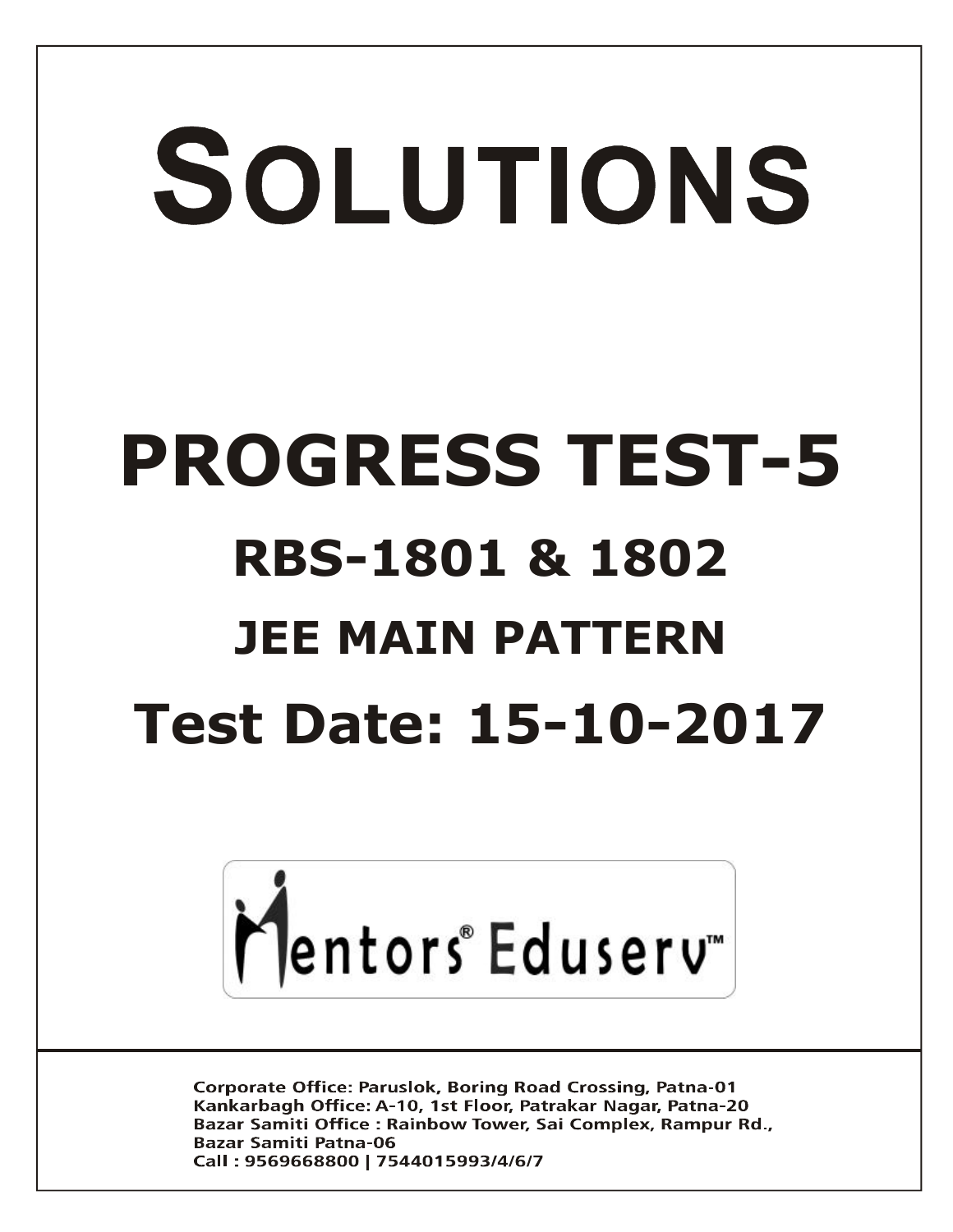# SOLUTIONS

# PROGRESS TEST-5

## RBS-1801 & 1802

## JEE MAIN PATTERN

## Test Date: 15-10-2017

Mentors® Eduserv™

Corporate Office: Paruslok, Boring Road Crossing, Patna-01
Kankarbagh Office: A-10, 1st Floor, Patrakar Nagar, Patna-20
Bazar Samiti Office : Rainbow Tower, Sai Complex, Rampur Rd., Bazar Samiti Patna-06
Call : 9569668800 | 7544015993/4/6/7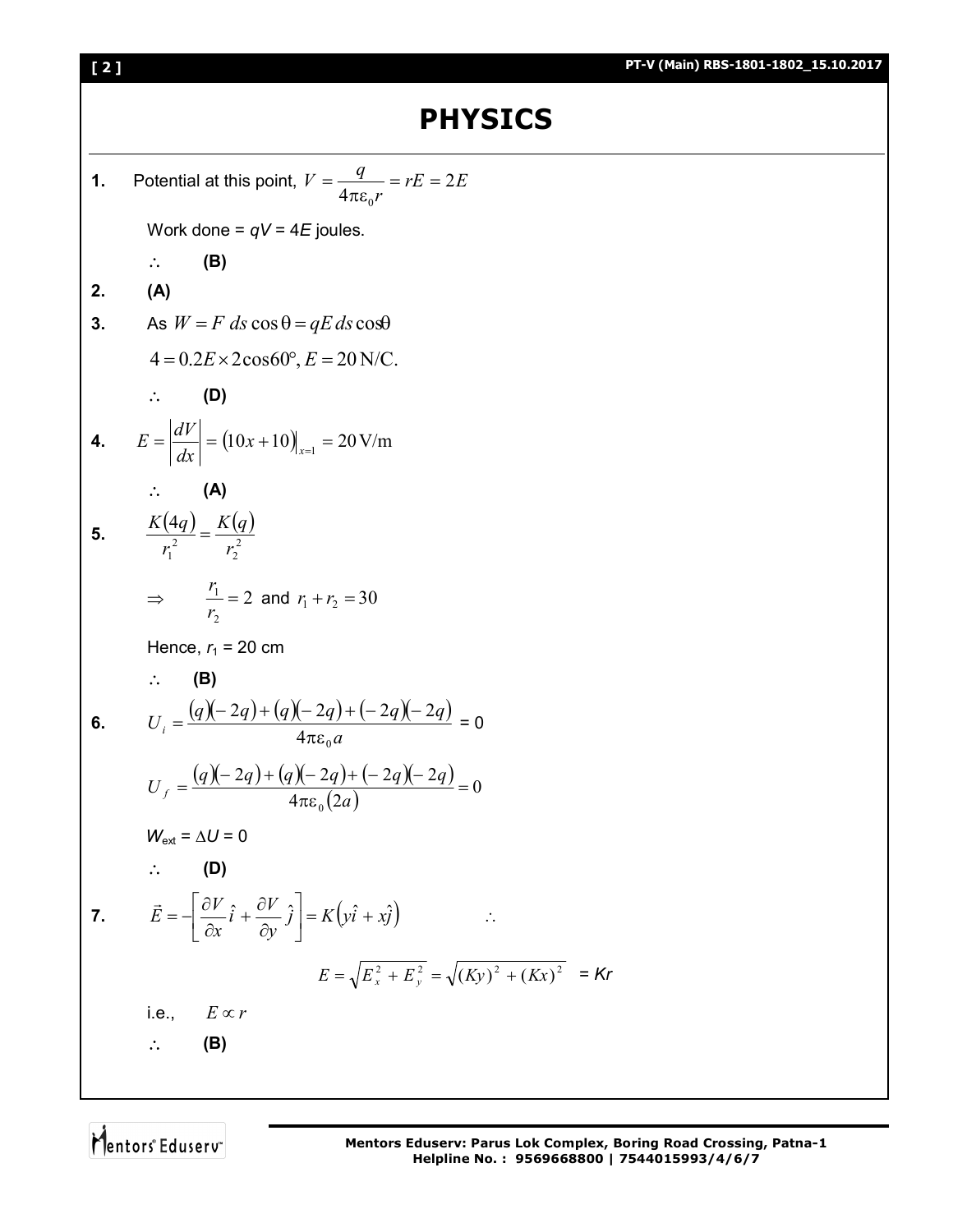# PHYSICS

**1.** Potential at this point, $V = \dfrac{q}{4\pi\varepsilon_0 r} = rE = 2E$

Work done = $qV$ = $4E$ joules.

$\therefore$ **(B)**

**2.** **(A)**

**3.** As $W = F\,ds\cos\theta = qE\,ds\cos\theta$

$4 = 0.2E \times 2\cos 60°, E = 20\,\text{N/C}.$

$\therefore$ **(D)**

**4.** $E = \left|\dfrac{dV}{dx}\right| = (10x + 10)\big|_{x=1} = 20\,\text{V/m}$

$\therefore$ **(A)**

**5.** $\dfrac{K(4q)}{r_1^2} = \dfrac{K(q)}{r_2^2}$

$\Rightarrow \quad \dfrac{r_1}{r_2} = 2$ and $r_1 + r_2 = 30$

Hence, $r_1$ = 20 cm

$\therefore$ **(B)**

**6.** $U_i = \dfrac{(q)(-2q) + (q)(-2q) + (-2q)(-2q)}{4\pi\varepsilon_0 a} = 0$

$U_f = \dfrac{(q)(-2q) + (q)(-2q) + (-2q)(-2q)}{4\pi\varepsilon_0 (2a)} = 0$

$W_{ext} = \Delta U = 0$

$\therefore$ **(D)**

**7.** $\vec{E} = -\left[\dfrac{\partial V}{\partial x}\hat{i} + \dfrac{\partial V}{\partial y}\hat{j}\right] = K\left(y\hat{i} + x\hat{j}\right) \qquad \therefore$

$$E = \sqrt{E_x^2 + E_y^2} = \sqrt{(Ky)^2 + (Kx)^2} = Kr$$

i.e., $E \propto r$

$\therefore$ **(B)**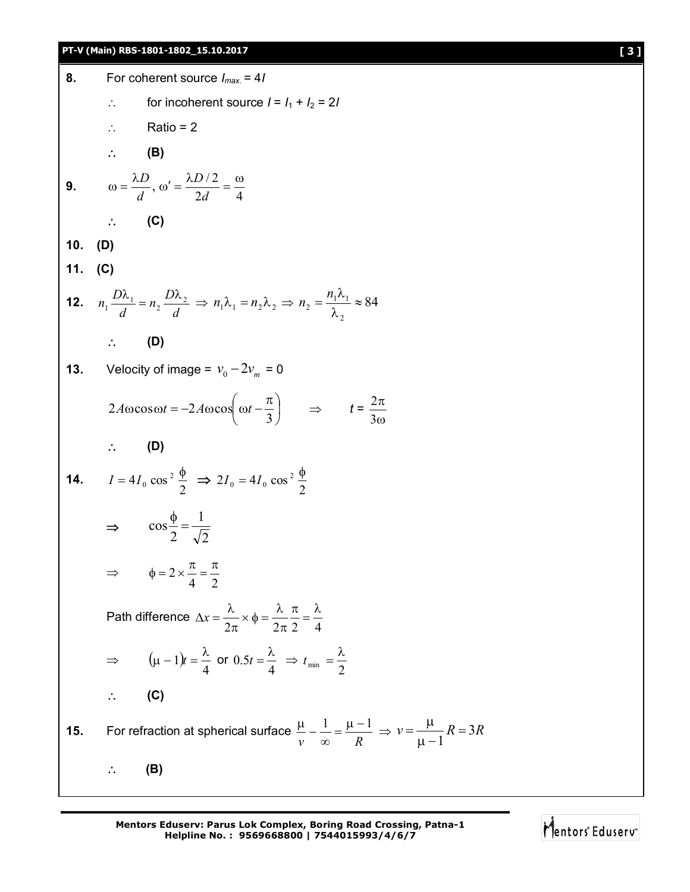**8.** For coherent source $I_{max.} = 4I$

$\therefore$ for incoherent source $I = I_1 + I_2 = 2I$

$\therefore$ Ratio = 2

$\therefore$ **(B)**

**9.** $\omega = \dfrac{\lambda D}{d},\ \omega' = \dfrac{\lambda D/2}{2d} = \dfrac{\omega}{4}$

$\therefore$ **(C)**

**10.** **(D)**

**11.** **(C)**

**12.** $n_1 \dfrac{D\lambda_1}{d} = n_2 \dfrac{D\lambda_2}{d} \Rightarrow n_1\lambda_1 = n_2\lambda_2 \Rightarrow n_2 = \dfrac{n_1\lambda_1}{\lambda_2} \approx 84$

$\therefore$ **(D)**

**13.** Velocity of image = $v_0 - 2v_m$ = 0

$$2A\omega\cos\omega t = -2A\omega\cos\left(\omega t - \frac{\pi}{3}\right) \quad \Rightarrow \quad t = \frac{2\pi}{3\omega}$$

$\therefore$ **(D)**

**14.** $I = 4I_0 \cos^2\dfrac{\phi}{2} \Rightarrow 2I_0 = 4I_0\cos^2\dfrac{\phi}{2}$

$\Rightarrow \quad \cos\dfrac{\phi}{2} = \dfrac{1}{\sqrt{2}}$

$\Rightarrow \quad \phi = 2 \times \dfrac{\pi}{4} = \dfrac{\pi}{2}$

Path difference $\Delta x = \dfrac{\lambda}{2\pi} \times \phi = \dfrac{\lambda}{2\pi}\dfrac{\pi}{2} = \dfrac{\lambda}{4}$

$\Rightarrow \quad (\mu - 1)t = \dfrac{\lambda}{4}$ or $0.5t = \dfrac{\lambda}{4} \Rightarrow t_{min} = \dfrac{\lambda}{2}$

$\therefore$ **(C)**

**15.** For refraction at spherical surface $\dfrac{\mu}{v} - \dfrac{1}{\infty} = \dfrac{\mu - 1}{R} \Rightarrow v = \dfrac{\mu}{\mu - 1}R = 3R$

$\therefore$ **(B)**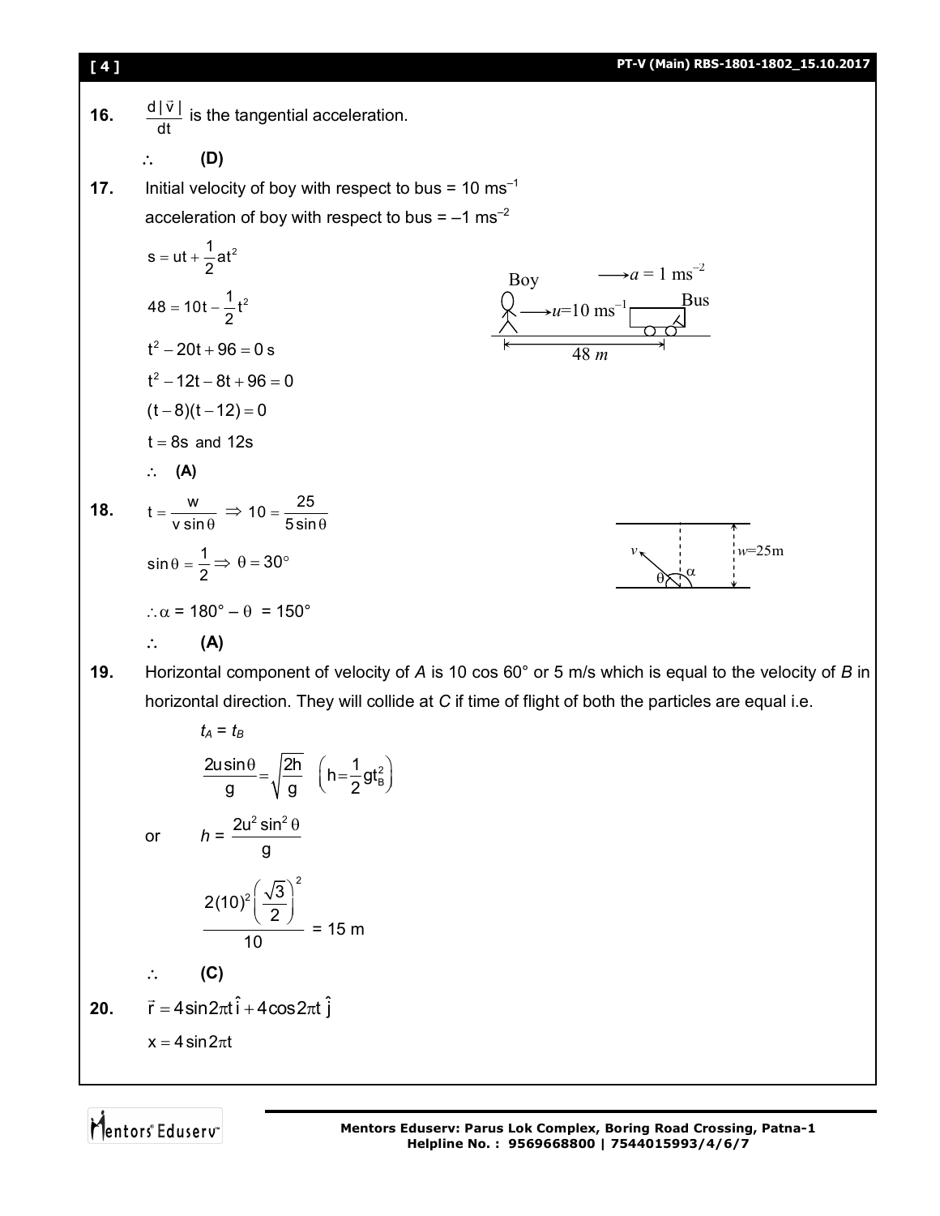**16.** $\frac{d|\vec{v}|}{dt}$ is the tangential acceleration.

$\therefore$ **(D)**

**17.** Initial velocity of boy with respect to bus = 10 ms$^{-1}$

acceleration of boy with respect to bus = –1 ms$^{-2}$

$$s = ut + \frac{1}{2}at^2$$

$$48 = 10t - \frac{1}{2}t^2$$

$$t^2 - 20t + 96 = 0 \text{ s}$$

$$t^2 - 12t - 8t + 96 = 0$$

$$(t-8)(t-12) = 0$$

$$t = 8\text{s and } 12\text{s}$$

$\therefore$ **(A)**

**18.** $t = \frac{w}{v\sin\theta} \Rightarrow 10 = \frac{25}{5\sin\theta}$

$$\sin\theta = \frac{1}{2} \Rightarrow \theta = 30°$$

$\therefore \alpha = 180° - \theta = 150°$

$\therefore$ **(A)**

**19.** Horizontal component of velocity of *A* is 10 cos 60° or 5 m/s which is equal to the velocity of *B* in horizontal direction. They will collide at *C* if time of flight of both the particles are equal i.e.

$$t_A = t_B$$

$$\frac{2u\sin\theta}{g} = \sqrt{\frac{2h}{g}} \quad \left(h = \frac{1}{2}gt_B^2\right)$$

or $$h = \frac{2u^2\sin^2\theta}{g}$$

$$\frac{2(10)^2\left(\frac{\sqrt{3}}{2}\right)^2}{10} = 15 \text{ m}$$

$\therefore$ **(C)**

**20.** $\vec{r} = 4\sin 2\pi t\,\hat{i} + 4\cos 2\pi t\,\hat{j}$

$$x = 4\sin 2\pi t$$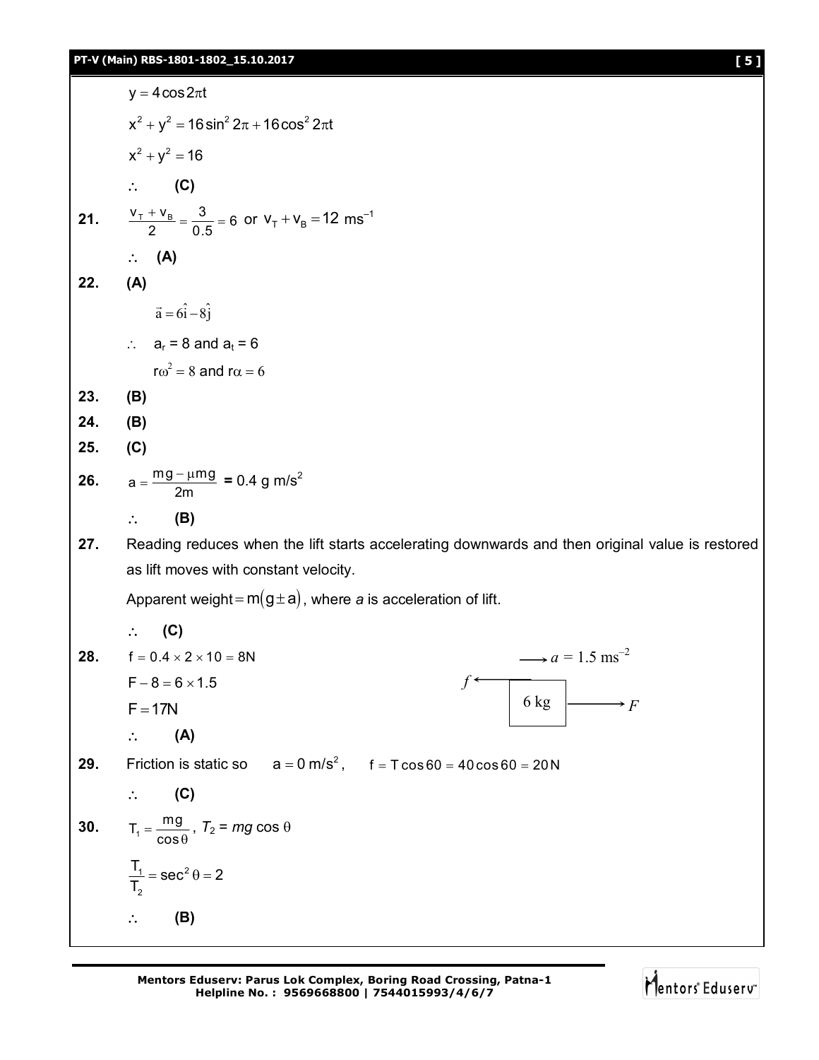$y = 4\cos 2\pi t$

$x^2 + y^2 = 16\sin^2 2\pi + 16\cos^2 2\pi t$

$x^2 + y^2 = 16$

$\therefore$ **(C)**

**21.** $\frac{v_T + v_B}{2} = \frac{3}{0.5} = 6$ or $v_T + v_B = 12\ ms^{-1}$

$\therefore$ **(A)**

**22.** **(A)**

$\vec{a} = 6\hat{i} - 8\hat{j}$

$\therefore$ $a_r = 8$ and $a_t = 6$

$r\omega^2 = 8$ and $r\alpha = 6$

**23.** **(B)**

**24.** **(B)**

**25.** **(C)**

**26.** $a = \frac{mg - \mu mg}{2m}$ **=** 0.4 g m/s$^2$

$\therefore$ **(B)**

**27.** Reading reduces when the lift starts accelerating downwards and then original value is restored as lift moves with constant velocity.

Apparent weight $= m(g \pm a)$, where *a* is acceleration of lift.

$\therefore$ **(C)**

**28.** $f = 0.4 \times 2 \times 10 = 8N$

$F - 8 = 6 \times 1.5$

$F = 17N$

$\therefore$ **(A)**

($a = 1.5\ ms^{-2}$; $f$ ← 6 kg → $F$)

**29.** Friction is static so $a = 0\ m/s^2$, $f = T\cos 60 = 40\cos 60 = 20\,N$

$\therefore$ **(C)**

**30.** $T_1 = \frac{mg}{\cos\theta}$, $T_2 = mg\cos\theta$

$\frac{T_1}{T_2} = \sec^2\theta = 2$

$\therefore$ **(B)**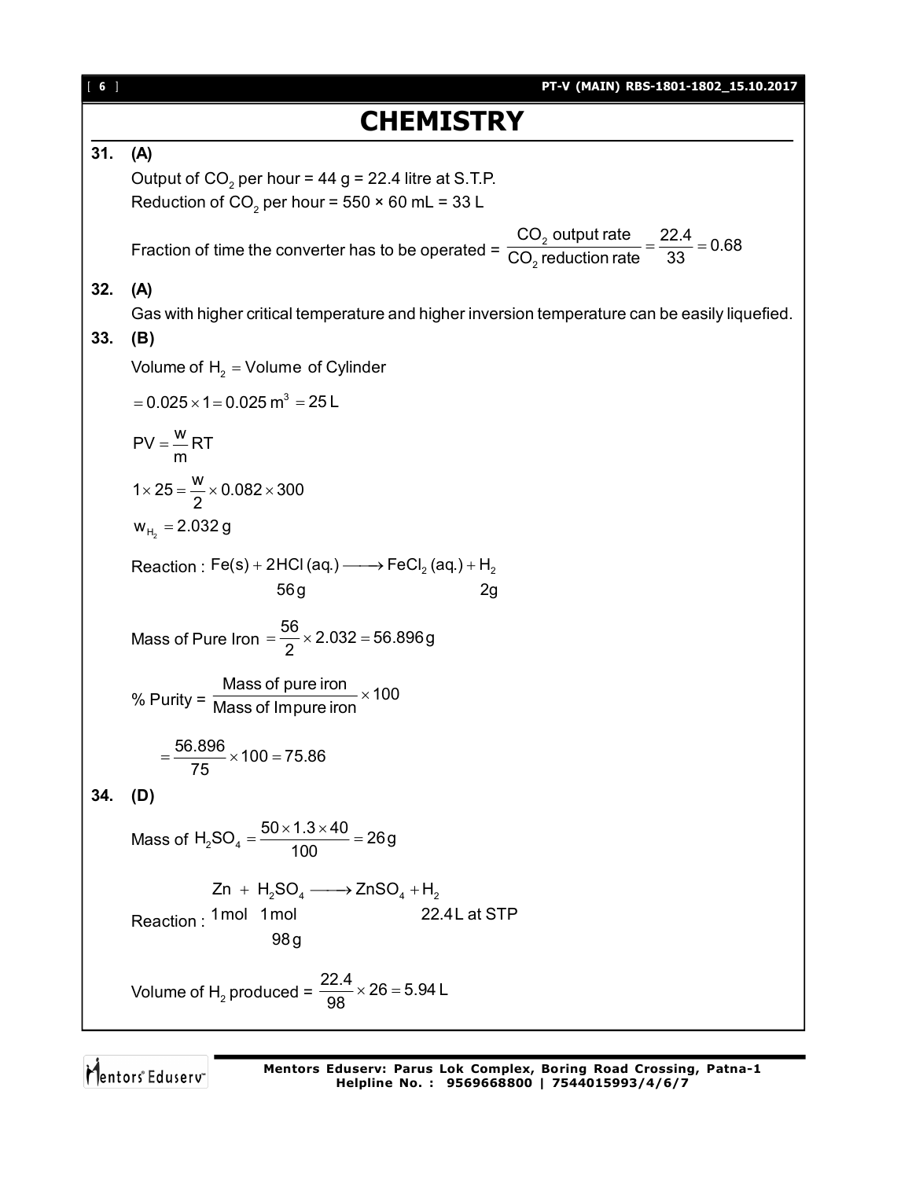# CHEMISTRY

**31. (A)**

Output of $CO_2$ per hour = 44 g = 22.4 litre at S.T.P.

Reduction of $CO_2$ per hour = 550 × 60 mL = 33 L

Fraction of time the converter has to be operated = $\frac{CO_2 \text{ output rate}}{CO_2 \text{ reduction rate}} = \frac{22.4}{33} = 0.68$

**32. (A)**

Gas with higher critical temperature and higher inversion temperature can be easily liquefied.

**33. (B)**

Volume of $H_2$ = Volume of Cylinder

$= 0.025 \times 1 = 0.025 \text{ m}^3 = 25 \text{ L}$

$PV = \frac{w}{m} RT$

$1 \times 25 = \frac{w}{2} \times 0.082 \times 300$

$w_{H_2} = 2.032 \text{ g}$

Reaction : $Fe(s) + 2HCl(aq.) \longrightarrow FeCl_2(aq.) + H_2$

$\quad\quad 56 \text{ g} \quad\quad\quad\quad\quad\quad\quad\quad 2\text{g}$

Mass of Pure Iron $= \frac{56}{2} \times 2.032 = 56.896 \text{ g}$

% Purity = $\frac{\text{Mass of pure iron}}{\text{Mass of Impure iron}} \times 100$

$= \frac{56.896}{75} \times 100 = 75.86$

**34. (D)**

Mass of $H_2SO_4 = \frac{50 \times 1.3 \times 40}{100} = 26 \text{ g}$

Reaction : $Zn + H_2SO_4 \longrightarrow ZnSO_4 + H_2$

$\quad 1 \text{ mol} \quad 1 \text{ mol} \quad\quad\quad\quad\quad 22.4 \text{ L at STP}$

$\quad\quad\quad 98 \text{ g}$

Volume of $H_2$ produced = $\frac{22.4}{98} \times 26 = 5.94 \text{ L}$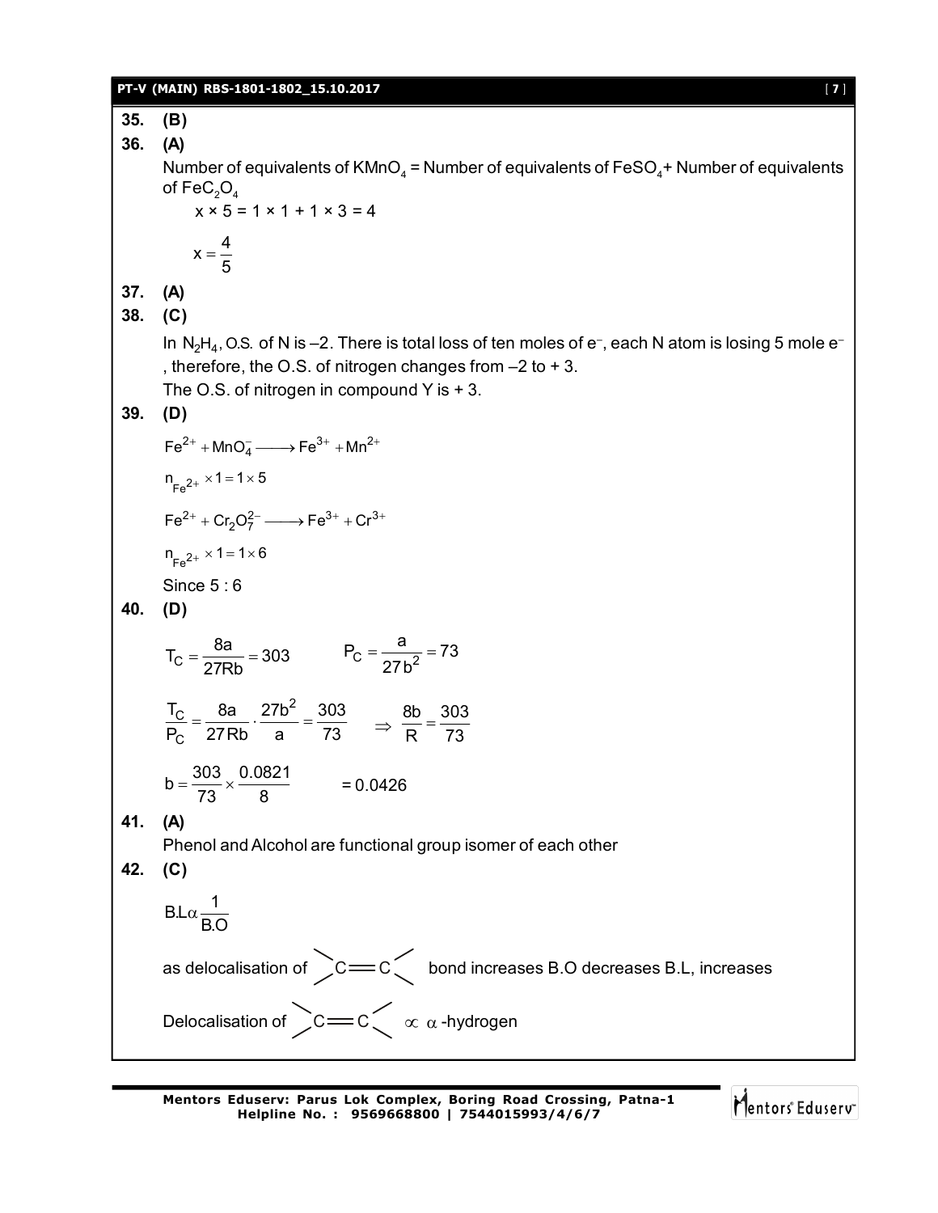**35. (B)**

**36. (A)**

Number of equivalents of $KMnO_4$ = Number of equivalents of $FeSO_4$+ Number of equivalents of $FeC_2O_4$

$$x \times 5 = 1 \times 1 + 1 \times 3 = 4$$

$$x = \frac{4}{5}$$

**37. (A)**

**38. (C)**

In $N_2H_4$, O.S. of N is –2. There is total loss of ten moles of $e^-$, each N atom is losing 5 mole $e^-$, therefore, the O.S. of nitrogen changes from –2 to + 3.

The O.S. of nitrogen in compound Y is + 3.

**39. (D)**

$$Fe^{2+} + MnO_4^- \longrightarrow Fe^{3+} + Mn^{2+}$$

$$n_{Fe^{2+}} \times 1 = 1 \times 5$$

$$Fe^{2+} + Cr_2O_7^{2-} \longrightarrow Fe^{3+} + Cr^{3+}$$

$$n_{Fe^{2+}} \times 1 = 1 \times 6$$

Since 5 : 6

**40. (D)**

$$T_C = \frac{8a}{27Rb} = 303 \qquad P_C = \frac{a}{27b^2} = 73$$

$$\frac{T_C}{P_C} = \frac{8a}{27Rb} \cdot \frac{27b^2}{a} = \frac{303}{73} \quad \Rightarrow \frac{8b}{R} = \frac{303}{73}$$

$$b = \frac{303}{73} \times \frac{0.0821}{8} \qquad = 0.0426$$

**41. (A)**

Phenol and Alcohol are functional group isomer of each other

**42. (C)**

$$B.L \alpha \frac{1}{B.O}$$

as delocalisation of $>C=C<$ bond increases B.O decreases B.L, increases

Delocalisation of $>C=C<$ $\propto$ $\alpha$-hydrogen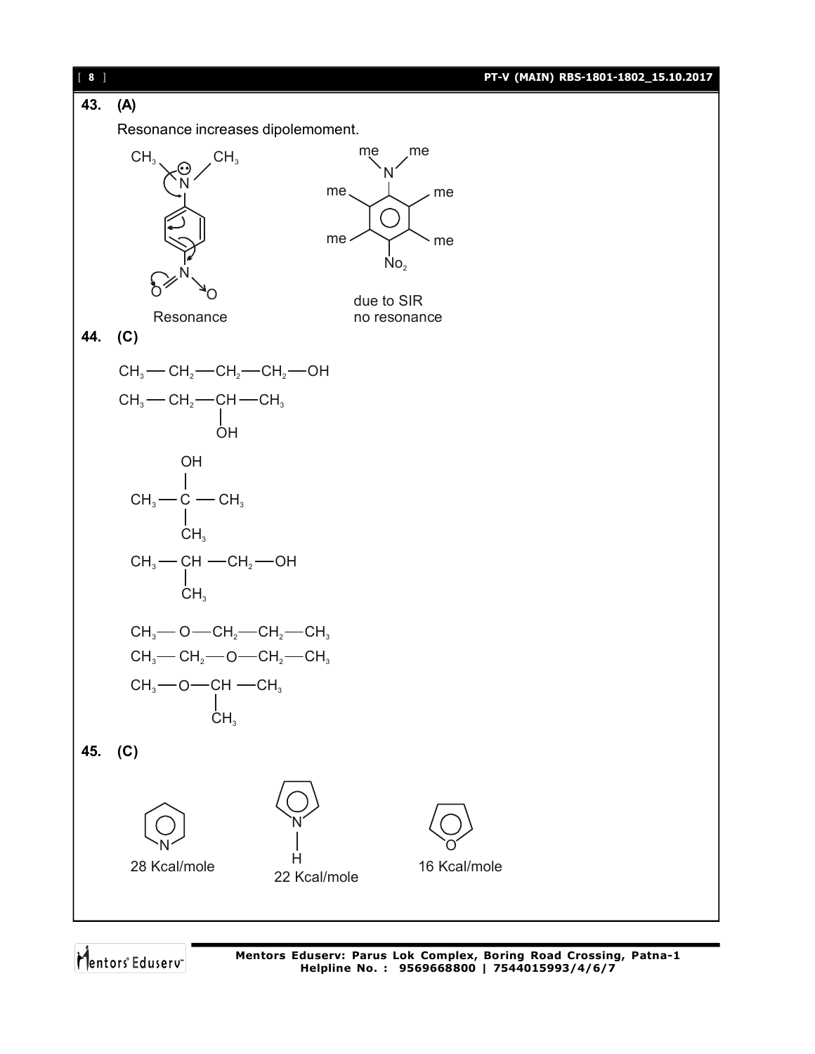**43. (A)**

Resonance increases dipolemoment.

Resonance

due to SIR
no resonance

**44. (C)**

$CH_3-CH_2-CH_2-CH_2-OH$

$CH_3-CH_2-CH(OH)-CH_3$

$CH_3-C(OH)(CH_3)-CH_3$

$CH_3-CH(CH_3)-CH_2-OH$

$CH_3-O-CH_2-CH_2-CH_3$

$CH_3-CH_2-O-CH_2-CH_3$

$CH_3-O-CH(CH_3)-CH_3$

**45. (C)**

28 Kcal/mole

22 Kcal/mole

16 Kcal/mole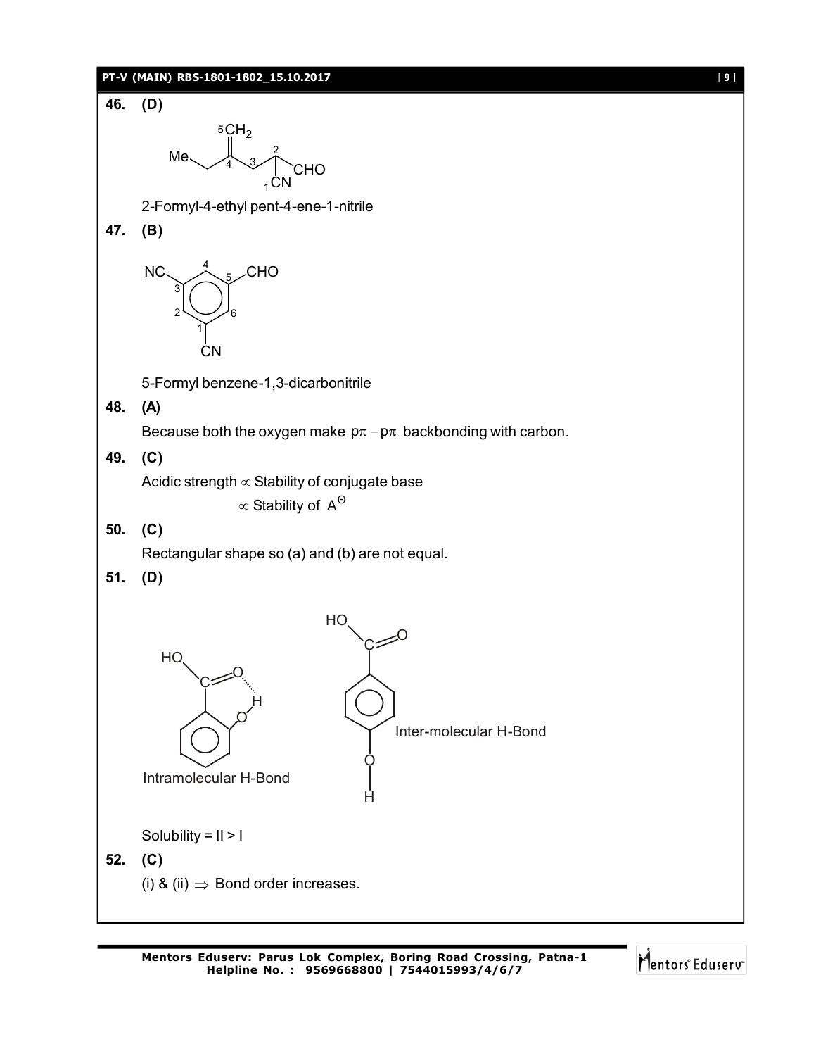**46. (D)**

2-Formyl-4-ethyl pent-4-ene-1-nitrile

**47. (B)**

5-Formyl benzene-1,3-dicarbonitrile

**48. (A)**

Because both the oxygen make $p\pi - p\pi$ backbonding with carbon.

**49. (C)**

Acidic strength $\propto$ Stability of conjugate base

$\propto$ Stability of $A^{\Theta}$

**50. (C)**

Rectangular shape so (a) and (b) are not equal.

**51. (D)**

Intramolecular H-Bond

Inter-molecular H-Bond

Solubility = II > I

**52. (C)**

(i) & (ii) $\Rightarrow$ Bond order increases.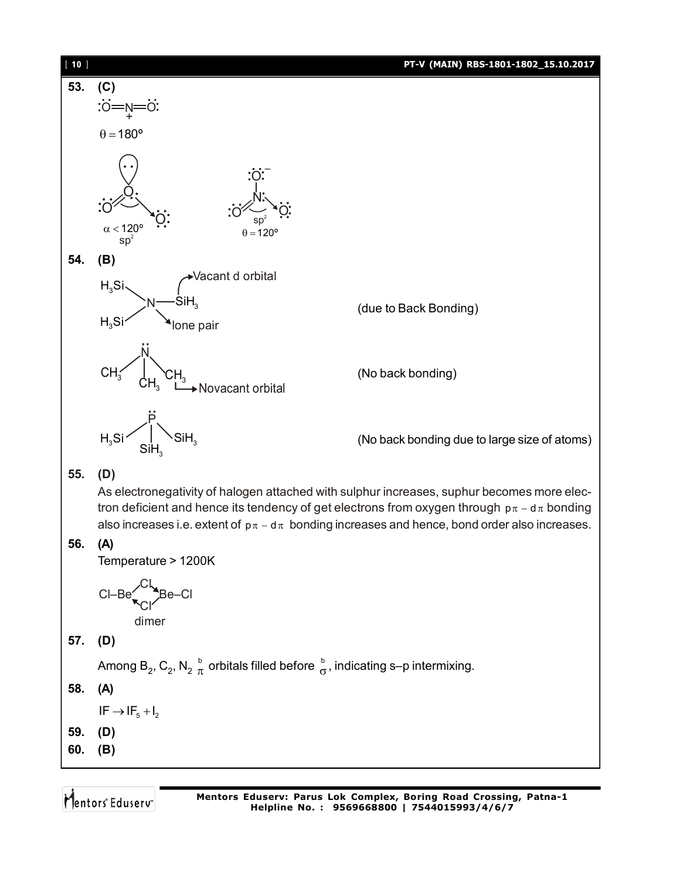**53. (C)**

$:\ddot{O}=\underset{+}{N}=\ddot{O}:$

$\theta = 180^\circ$

$\alpha < 120^\circ$
$sp^2$

$sp^2$
$\theta = 120^\circ$

**54. (B)**

$H_3Si$ — N — $SiH_3$ (Vacant d orbital, lone pair) (due to Back Bonding)

$N(CH_3)_3$ — Novacant orbital (No back bonding)

$P(SiH_3)_3$ (No back bonding due to large size of atoms)

**55. (D)**

As electronegativity of halogen attached with sulphur increases, suphur becomes more electron deficient and hence its tendency of get electrons from oxygen through $p\pi - d\pi$ bonding also increases i.e. extent of $p\pi - d\pi$ bonding increases and hence, bond order also increases.

**56. (A)**

Temperature > 1200K

Cl–Be(Cl)(Cl)Be–Cl
dimer

**57. (D)**

Among $B_2$, $C_2$, $N_2$ $\pi^b$ orbitals filled before $\sigma^b$, indicating s–p intermixing.

**58. (A)**

$IF \rightarrow IF_5 + I_2$

**59. (D)**

**60. (B)**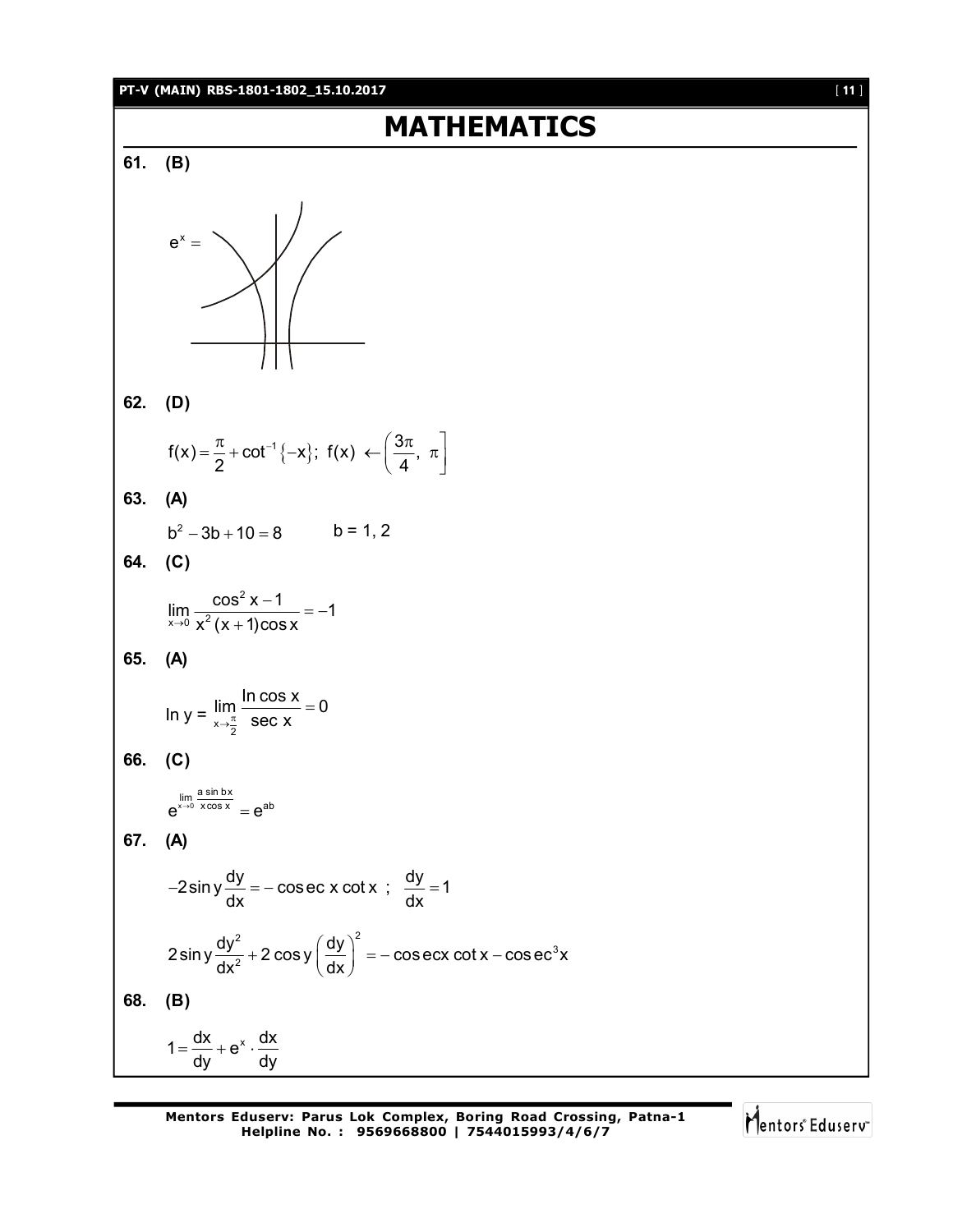# MATHEMATICS

**61. (B)**

$e^x =$

**62. (D)**

$$f(x) = \frac{\pi}{2} + \cot^{-1}\{-x\};\ f(x) \leftarrow \left(\frac{3\pi}{4},\ \pi\right]$$

**63. (A)**

$b^2 - 3b + 10 = 8 \qquad b = 1, 2$

**64. (C)**

$$\lim_{x\to 0} \frac{\cos^2 x - 1}{x^2 (x+1)\cos x} = -1$$

**65. (A)**

$$\ln y = \lim_{x\to \frac{\pi}{2}} \frac{\ln \cos x}{\sec x} = 0$$

**66. (C)**

$$e^{\lim_{x\to 0} \frac{a \sin bx}{x \cos x}} = e^{ab}$$

**67. (A)**

$$-2\sin y \frac{dy}{dx} = -\operatorname{cosec} x \cot x \ ; \ \frac{dy}{dx} = 1$$

$$2\sin y \frac{dy^2}{dx^2} + 2\cos y \left(\frac{dy}{dx}\right)^2 = -\operatorname{cosec} x \cot x - \operatorname{cosec}^3 x$$

**68. (B)**

$$1 = \frac{dx}{dy} + e^x \cdot \frac{dx}{dy}$$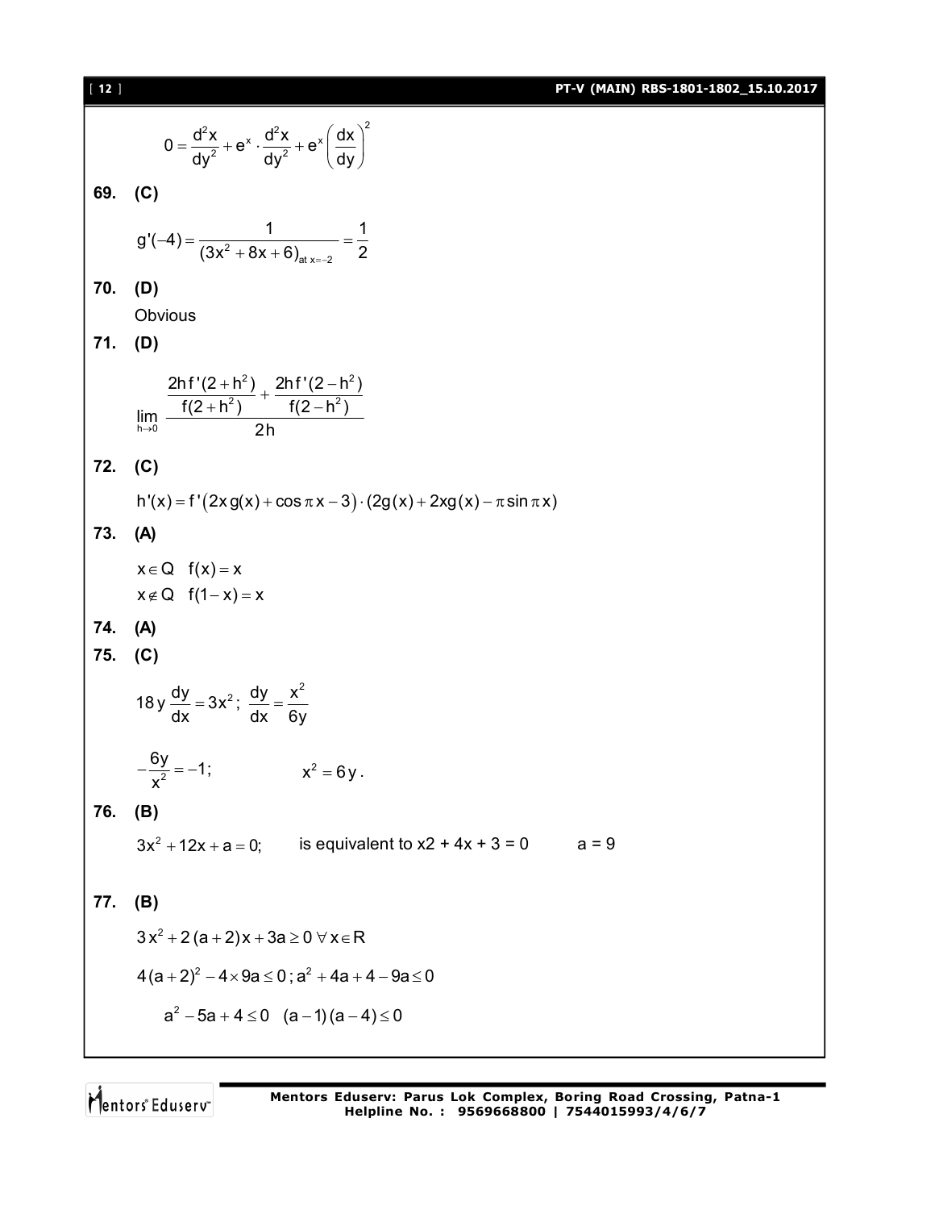$$0 = \frac{d^2x}{dy^2} + e^x \cdot \frac{d^2x}{dy^2} + e^x\left(\frac{dx}{dy}\right)^2$$

**69. (C)**

$$g'(-4) = \frac{1}{(3x^2+8x+6)_{\text{at } x=-2}} = \frac{1}{2}$$

**70. (D)**

Obvious

**71. (D)**

$$\lim_{h \to 0} \frac{\dfrac{2hf'(2+h^2)}{f(2+h^2)} + \dfrac{2hf'(2-h^2)}{f(2-h^2)}}{2h}$$

**72. (C)**

$$h'(x) = f'\left(2x\,g(x) + \cos \pi x - 3\right) \cdot (2g(x) + 2xg(x) - \pi \sin \pi x)$$

**73. (A)**

$x \in Q \quad f(x) = x$

$x \notin Q \quad f(1-x) = x$

**74. (A)**

**75. (C)**

$$18\,y\frac{dy}{dx} = 3x^2; \; \frac{dy}{dx} = \frac{x^2}{6y}$$

$$-\frac{6y}{x^2} = -1; \qquad x^2 = 6y.$$

**76. (B)**

$3x^2 + 12x + a = 0;$ is equivalent to x2 + 4x + 3 = 0 a = 9

**77. (B)**

$$3x^2 + 2(a+2)x + 3a \ge 0 \; \forall x \in R$$

$$4(a+2)^2 - 4 \times 9a \le 0; \; a^2 + 4a + 4 - 9a \le 0$$

$$a^2 - 5a + 4 \le 0 \quad (a-1)(a-4) \le 0$$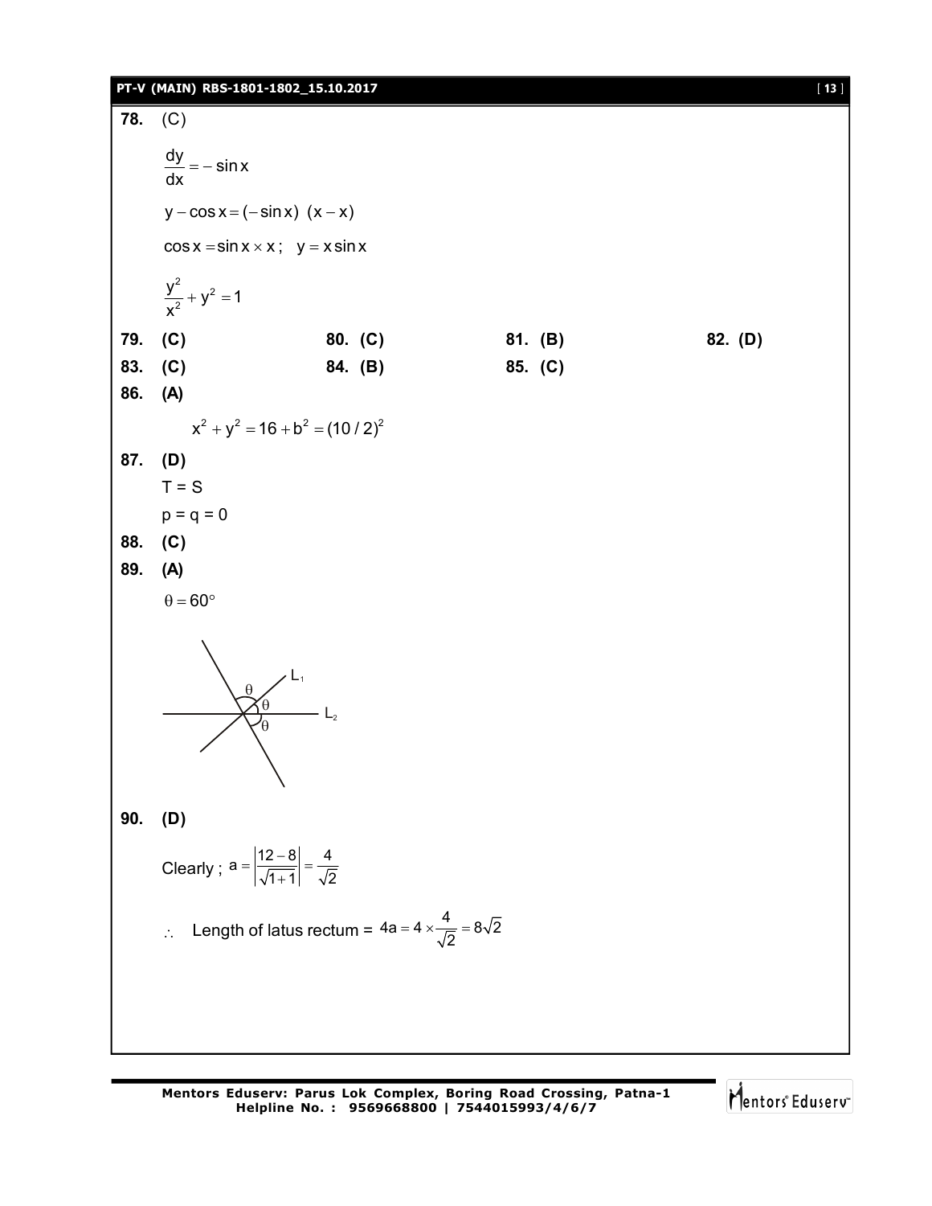**78.** (C)

$$\frac{dy}{dx} = -\sin x$$

$$y - \cos x = (-\sin x)\ (x - x)$$

$$\cos x = \sin x \times x\ ;\quad y = x \sin x$$

$$\frac{y^2}{x^2} + y^2 = 1$$

| | | | |
|---|---|---|---|
| **79. (C)** | **80. (C)** | **81. (B)** | **82. (D)** |
| **83. (C)** | **84. (B)** | **85. (C)** | |

**86. (A)**

$$x^2 + y^2 = 16 + b^2 = (10/2)^2$$

**87. (D)**

T = S

p = q = 0

**88. (C)**

**89. (A)**

$\theta = 60°$

θ

θ

θ

$L_1$

$L_2$

**90. (D)**

Clearly ; $a = \left|\frac{12-8}{\sqrt{1+1}}\right| = \frac{4}{\sqrt{2}}$

$\therefore$ Length of latus rectum = $4a = 4 \times \frac{4}{\sqrt{2}} = 8\sqrt{2}$